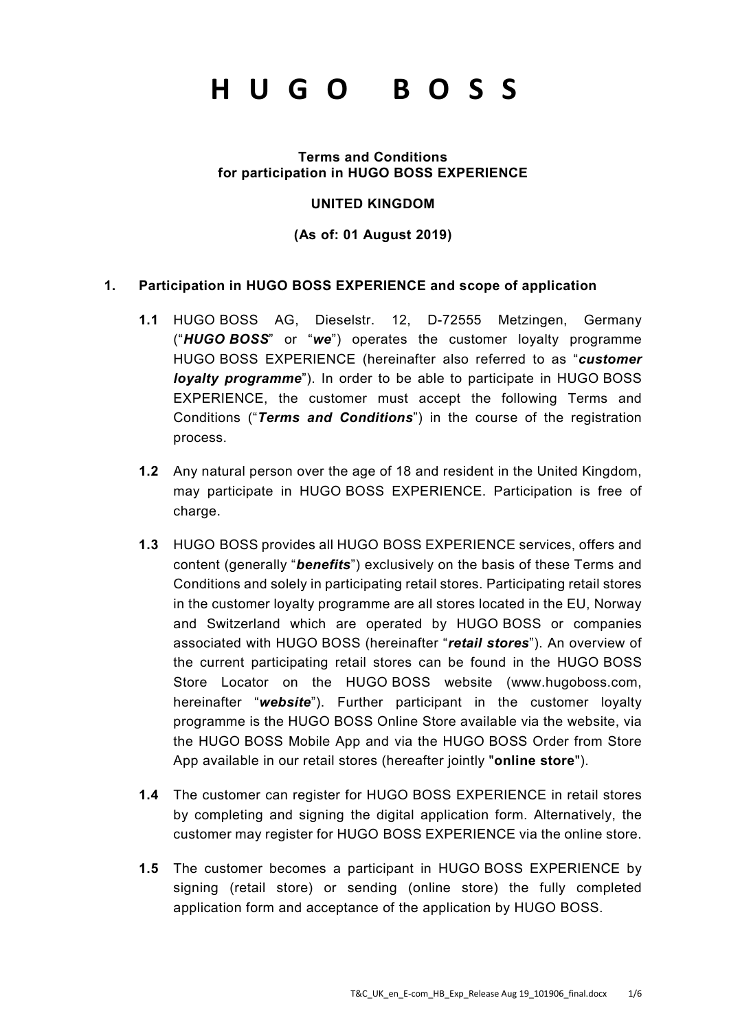# H U G O  B O S S

**Terms and Conditions**
**for participation in HUGO BOSS EXPERIENCE**

**UNITED KINGDOM**

**(As of: 01 August 2019)**

## 1. Participation in HUGO BOSS EXPERIENCE and scope of application

**1.1** HUGO BOSS AG, Dieselstr. 12, D-72555 Metzingen, Germany (“***HUGO BOSS***” or “***we***”) operates the customer loyalty programme HUGO BOSS EXPERIENCE (hereinafter also referred to as “***customer loyalty programme***”). In order to be able to participate in HUGO BOSS EXPERIENCE, the customer must accept the following Terms and Conditions (“***Terms and Conditions***”) in the course of the registration process.

**1.2** Any natural person over the age of 18 and resident in the United Kingdom, may participate in HUGO BOSS EXPERIENCE. Participation is free of charge.

**1.3** HUGO BOSS provides all HUGO BOSS EXPERIENCE services, offers and content (generally “***benefits***”) exclusively on the basis of these Terms and Conditions and solely in participating retail stores. Participating retail stores in the customer loyalty programme are all stores located in the EU, Norway and Switzerland which are operated by HUGO BOSS or companies associated with HUGO BOSS (hereinafter “***retail stores***”). An overview of the current participating retail stores can be found in the HUGO BOSS Store Locator on the HUGO BOSS website (www.hugoboss.com, hereinafter “***website***”). Further participant in the customer loyalty programme is the HUGO BOSS Online Store available via the website, via the HUGO BOSS Mobile App and via the HUGO BOSS Order from Store App available in our retail stores (hereafter jointly "**online store**").

**1.4** The customer can register for HUGO BOSS EXPERIENCE in retail stores by completing and signing the digital application form. Alternatively, the customer may register for HUGO BOSS EXPERIENCE via the online store.

**1.5** The customer becomes a participant in HUGO BOSS EXPERIENCE by signing (retail store) or sending (online store) the fully completed application form and acceptance of the application by HUGO BOSS.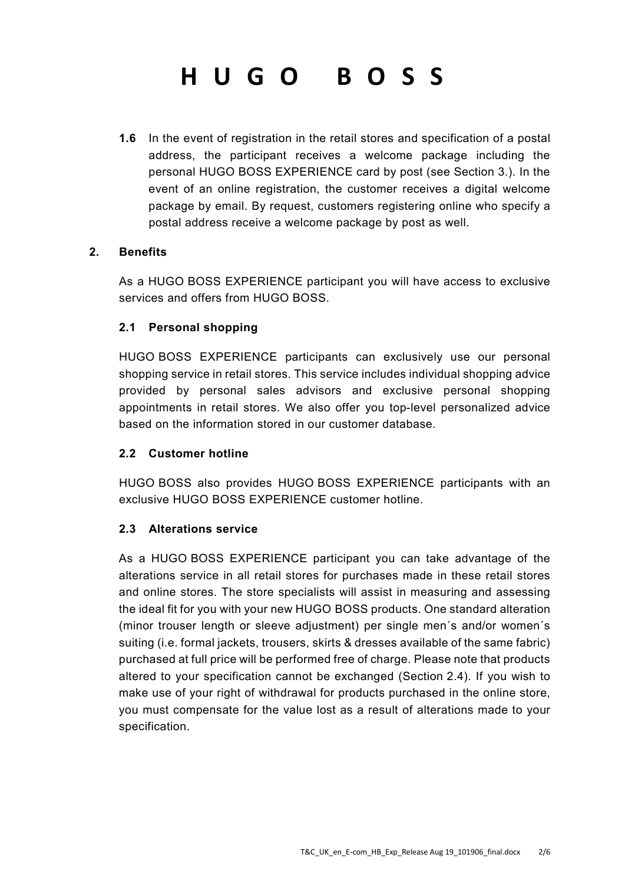**1.6** In the event of registration in the retail stores and specification of a postal address, the participant receives a welcome package including the personal HUGO BOSS EXPERIENCE card by post (see Section 3.). In the event of an online registration, the customer receives a digital welcome package by email. By request, customers registering online who specify a postal address receive a welcome package by post as well.

## 2. Benefits

As a HUGO BOSS EXPERIENCE participant you will have access to exclusive services and offers from HUGO BOSS.

### 2.1 Personal shopping

HUGO BOSS EXPERIENCE participants can exclusively use our personal shopping service in retail stores. This service includes individual shopping advice provided by personal sales advisors and exclusive personal shopping appointments in retail stores. We also offer you top-level personalized advice based on the information stored in our customer database.

### 2.2 Customer hotline

HUGO BOSS also provides HUGO BOSS EXPERIENCE participants with an exclusive HUGO BOSS EXPERIENCE customer hotline.

### 2.3 Alterations service

As a HUGO BOSS EXPERIENCE participant you can take advantage of the alterations service in all retail stores for purchases made in these retail stores and online stores. The store specialists will assist in measuring and assessing the ideal fit for you with your new HUGO BOSS products. One standard alteration (minor trouser length or sleeve adjustment) per single men´s and/or women´s suiting (i.e. formal jackets, trousers, skirts & dresses available of the same fabric) purchased at full price will be performed free of charge. Please note that products altered to your specification cannot be exchanged (Section 2.4). If you wish to make use of your right of withdrawal for products purchased in the online store, you must compensate for the value lost as a result of alterations made to your specification.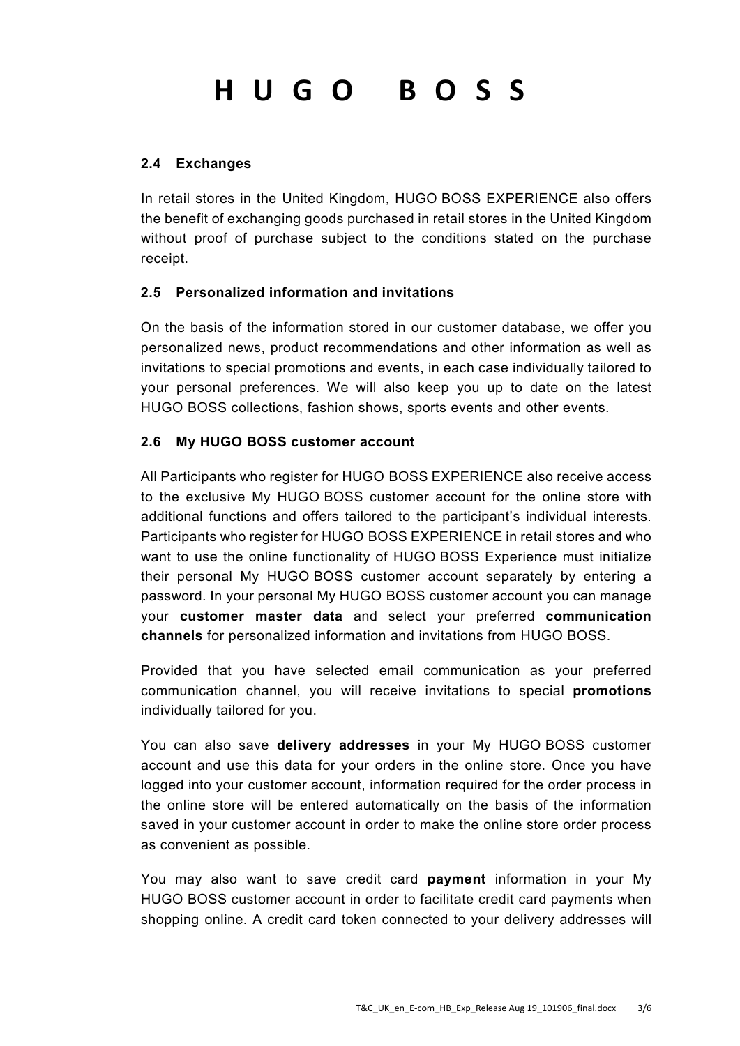### 2.4 Exchanges

In retail stores in the United Kingdom, HUGO BOSS EXPERIENCE also offers the benefit of exchanging goods purchased in retail stores in the United Kingdom without proof of purchase subject to the conditions stated on the purchase receipt.

### 2.5 Personalized information and invitations

On the basis of the information stored in our customer database, we offer you personalized news, product recommendations and other information as well as invitations to special promotions and events, in each case individually tailored to your personal preferences. We will also keep you up to date on the latest HUGO BOSS collections, fashion shows, sports events and other events.

### 2.6 My HUGO BOSS customer account

All Participants who register for HUGO BOSS EXPERIENCE also receive access to the exclusive My HUGO BOSS customer account for the online store with additional functions and offers tailored to the participant's individual interests. Participants who register for HUGO BOSS EXPERIENCE in retail stores and who want to use the online functionality of HUGO BOSS Experience must initialize their personal My HUGO BOSS customer account separately by entering a password. In your personal My HUGO BOSS customer account you can manage your **customer master data** and select your preferred **communication channels** for personalized information and invitations from HUGO BOSS.

Provided that you have selected email communication as your preferred communication channel, you will receive invitations to special **promotions** individually tailored for you.

You can also save **delivery addresses** in your My HUGO BOSS customer account and use this data for your orders in the online store. Once you have logged into your customer account, information required for the order process in the online store will be entered automatically on the basis of the information saved in your customer account in order to make the online store order process as convenient as possible.

You may also want to save credit card **payment** information in your My HUGO BOSS customer account in order to facilitate credit card payments when shopping online. A credit card token connected to your delivery addresses will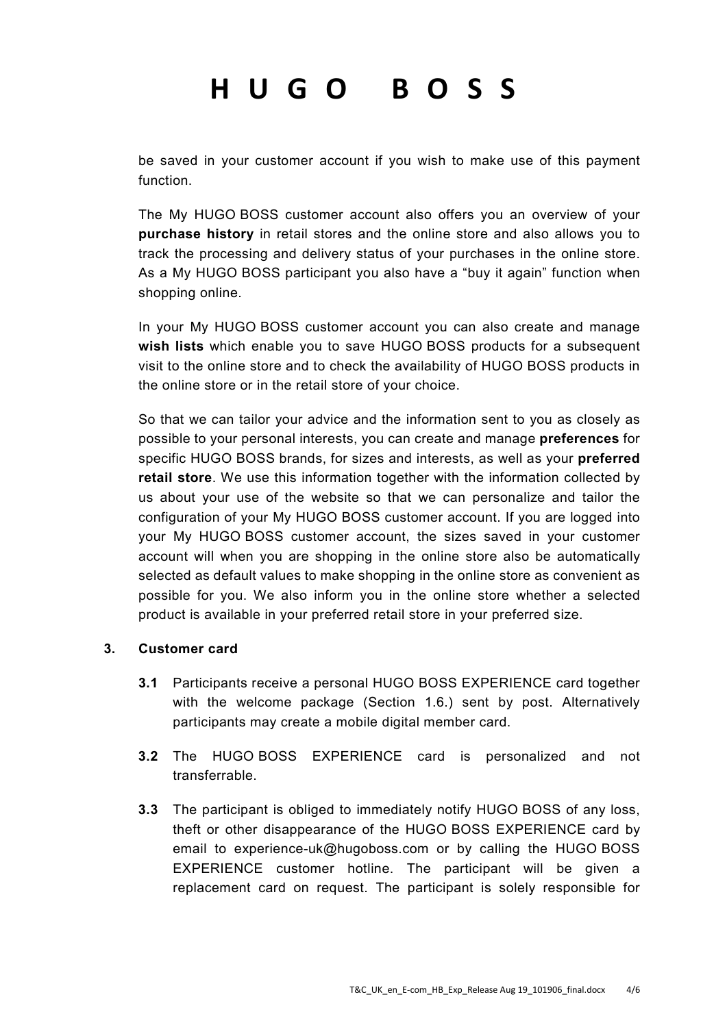be saved in your customer account if you wish to make use of this payment function.

The My HUGO BOSS customer account also offers you an overview of your **purchase history** in retail stores and the online store and also allows you to track the processing and delivery status of your purchases in the online store. As a My HUGO BOSS participant you also have a "buy it again" function when shopping online.

In your My HUGO BOSS customer account you can also create and manage **wish lists** which enable you to save HUGO BOSS products for a subsequent visit to the online store and to check the availability of HUGO BOSS products in the online store or in the retail store of your choice.

So that we can tailor your advice and the information sent to you as closely as possible to your personal interests, you can create and manage **preferences** for specific HUGO BOSS brands, for sizes and interests, as well as your **preferred retail store**. We use this information together with the information collected by us about your use of the website so that we can personalize and tailor the configuration of your My HUGO BOSS customer account. If you are logged into your My HUGO BOSS customer account, the sizes saved in your customer account will when you are shopping in the online store also be automatically selected as default values to make shopping in the online store as convenient as possible for you. We also inform you in the online store whether a selected product is available in your preferred retail store in your preferred size.

**3. Customer card**

**3.1** Participants receive a personal HUGO BOSS EXPERIENCE card together with the welcome package (Section 1.6.) sent by post. Alternatively participants may create a mobile digital member card.

**3.2** The HUGO BOSS EXPERIENCE card is personalized and not transferrable.

**3.3** The participant is obliged to immediately notify HUGO BOSS of any loss, theft or other disappearance of the HUGO BOSS EXPERIENCE card by email to experience-uk@hugoboss.com or by calling the HUGO BOSS EXPERIENCE customer hotline. The participant will be given a replacement card on request. The participant is solely responsible for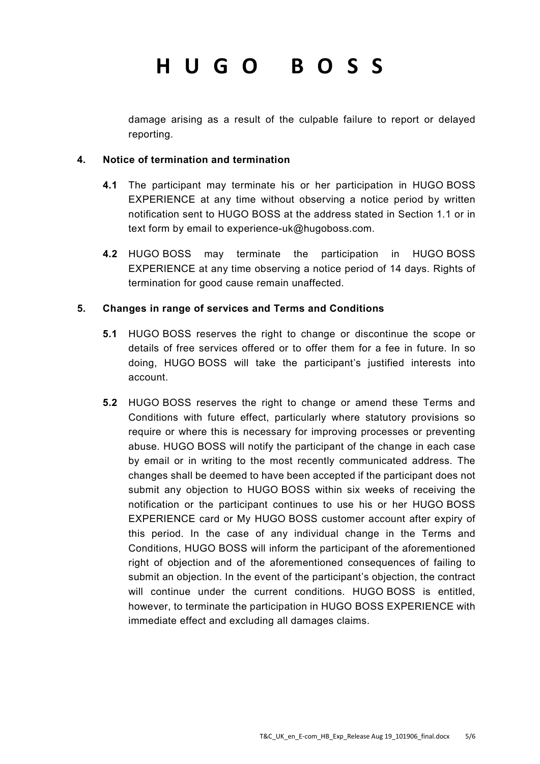damage arising as a result of the culpable failure to report or delayed reporting.

**4. Notice of termination and termination**

**4.1** The participant may terminate his or her participation in HUGO BOSS EXPERIENCE at any time without observing a notice period by written notification sent to HUGO BOSS at the address stated in Section 1.1 or in text form by email to experience-uk@hugoboss.com.

**4.2** HUGO BOSS may terminate the participation in HUGO BOSS EXPERIENCE at any time observing a notice period of 14 days. Rights of termination for good cause remain unaffected.

**5. Changes in range of services and Terms and Conditions**

**5.1** HUGO BOSS reserves the right to change or discontinue the scope or details of free services offered or to offer them for a fee in future. In so doing, HUGO BOSS will take the participant's justified interests into account.

**5.2** HUGO BOSS reserves the right to change or amend these Terms and Conditions with future effect, particularly where statutory provisions so require or where this is necessary for improving processes or preventing abuse. HUGO BOSS will notify the participant of the change in each case by email or in writing to the most recently communicated address. The changes shall be deemed to have been accepted if the participant does not submit any objection to HUGO BOSS within six weeks of receiving the notification or the participant continues to use his or her HUGO BOSS EXPERIENCE card or My HUGO BOSS customer account after expiry of this period. In the case of any individual change in the Terms and Conditions, HUGO BOSS will inform the participant of the aforementioned right of objection and of the aforementioned consequences of failing to submit an objection. In the event of the participant's objection, the contract will continue under the current conditions. HUGO BOSS is entitled, however, to terminate the participation in HUGO BOSS EXPERIENCE with immediate effect and excluding all damages claims.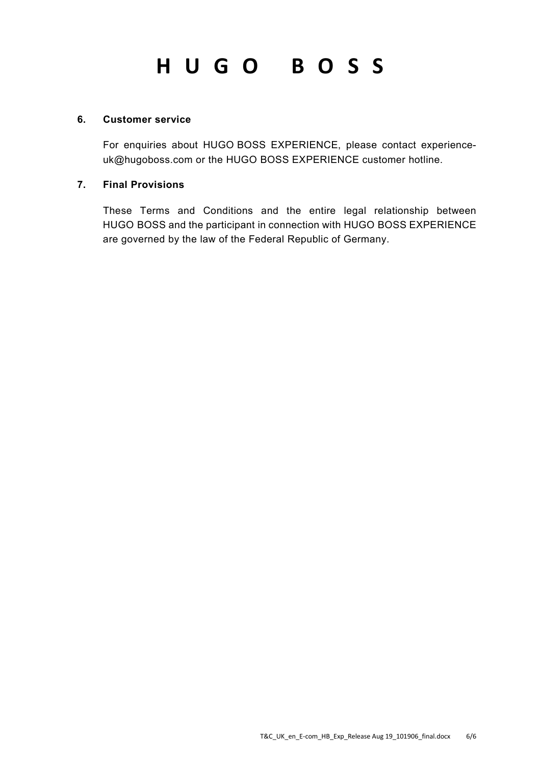## 6. Customer service

For enquiries about HUGO BOSS EXPERIENCE, please contact experience-uk@hugoboss.com or the HUGO BOSS EXPERIENCE customer hotline.

## 7. Final Provisions

These Terms and Conditions and the entire legal relationship between HUGO BOSS and the participant in connection with HUGO BOSS EXPERIENCE are governed by the law of the Federal Republic of Germany.